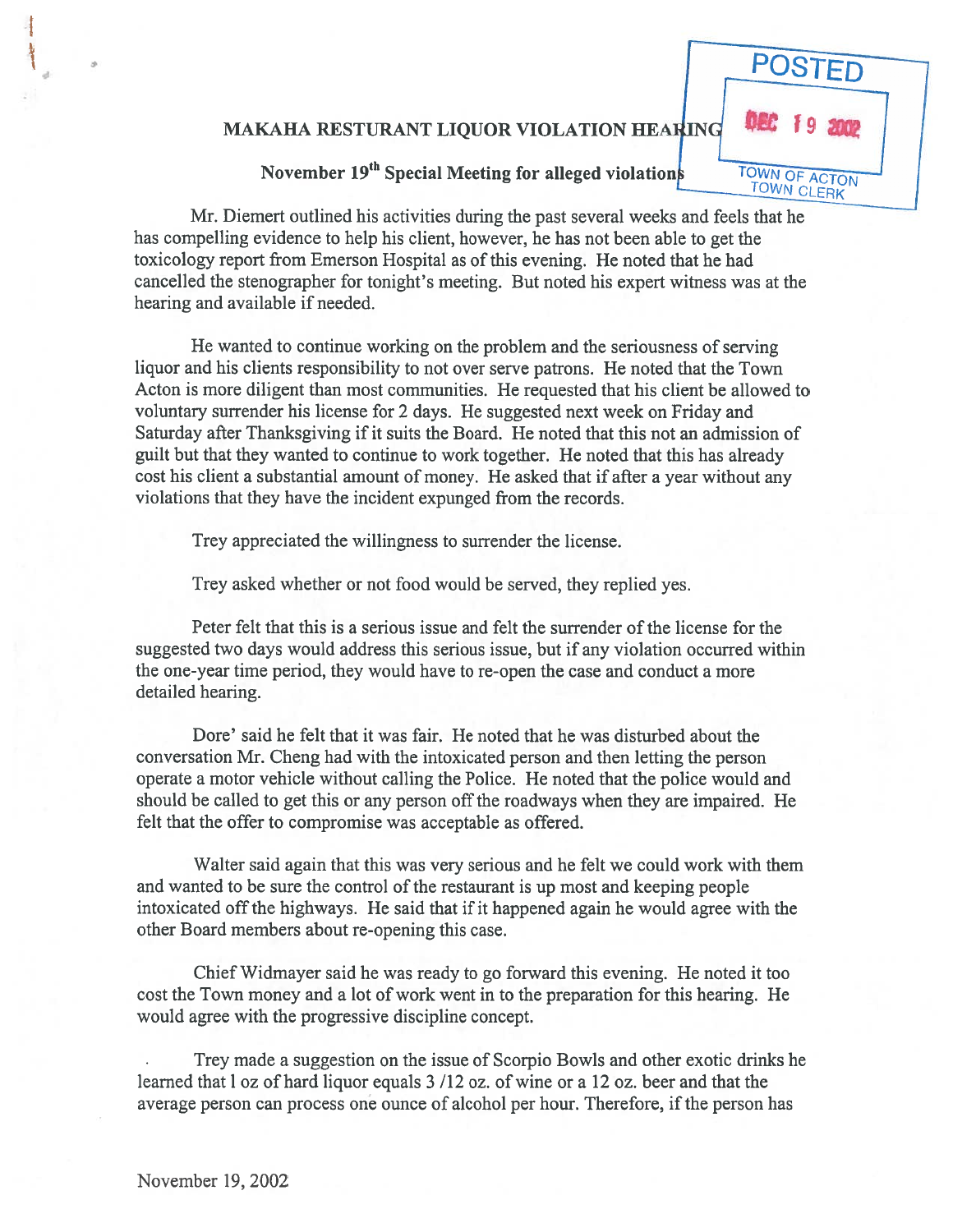POSTED
DEC 19 2002
TOWN OF ACTON
TOWN CLERK

## MAKAHA RESTURANT LIQUOR VIOLATION HEARING

### November 19th Special Meeting for alleged violations

Mr. Diemert outlined his activities during the past several weeks and feels that he has compelling evidence to help his client, however, he has not been able to get the toxicology report from Emerson Hospital as of this evening. He noted that he had cancelled the stenographer for tonight's meeting. But noted his expert witness was at the hearing and available if needed.

He wanted to continue working on the problem and the seriousness of serving liquor and his clients responsibility to not over serve patrons. He noted that the Town Acton is more diligent than most communities. He requested that his client be allowed to voluntary surrender his license for 2 days. He suggested next week on Friday and Saturday after Thanksgiving if it suits the Board. He noted that this not an admission of guilt but that they wanted to continue to work together. He noted that this has already cost his client a substantial amount of money. He asked that if after a year without any violations that they have the incident expunged from the records.

Trey appreciated the willingness to surrender the license.

Trey asked whether or not food would be served, they replied yes.

Peter felt that this is a serious issue and felt the surrender of the license for the suggested two days would address this serious issue, but if any violation occurred within the one-year time period, they would have to re-open the case and conduct a more detailed hearing.

Dore' said he felt that it was fair. He noted that he was disturbed about the conversation Mr. Cheng had with the intoxicated person and then letting the person operate a motor vehicle without calling the Police. He noted that the police would and should be called to get this or any person off the roadways when they are impaired. He felt that the offer to compromise was acceptable as offered.

Walter said again that this was very serious and he felt we could work with them and wanted to be sure the control of the restaurant is up most and keeping people intoxicated off the highways. He said that if it happened again he would agree with the other Board members about re-opening this case.

Chief Widmayer said he was ready to go forward this evening. He noted it too cost the Town money and a lot of work went in to the preparation for this hearing. He would agree with the progressive discipline concept.

Trey made a suggestion on the issue of Scorpio Bowls and other exotic drinks he learned that 1 oz of hard liquor equals 3 /12 oz. of wine or a 12 oz. beer and that the average person can process one ounce of alcohol per hour. Therefore, if the person has

November 19, 2002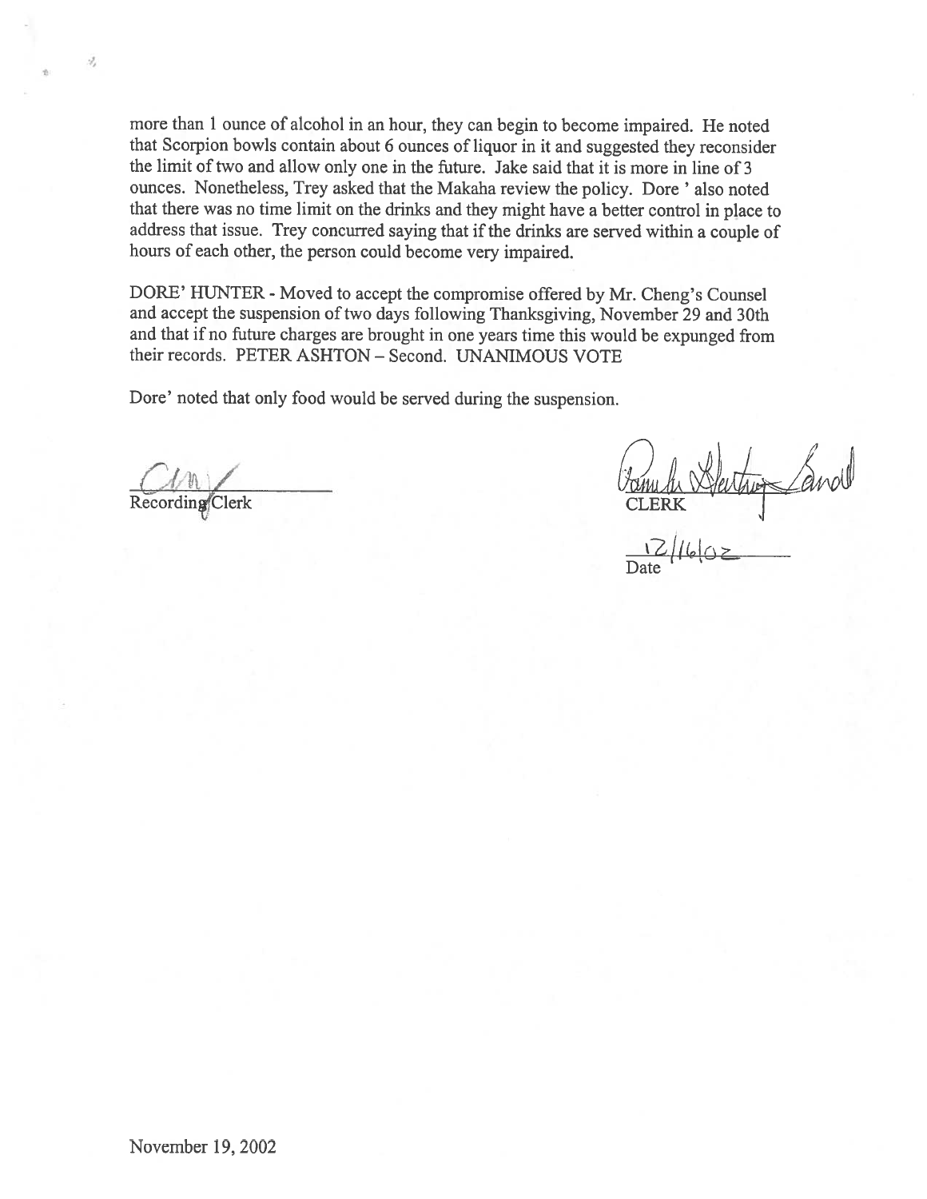more than 1 ounce of alcohol in an hour, they can begin to become impaired. He noted that Scorpion bowls contain about 6 ounces of liquor in it and suggested they reconsider the limit of two and allow only one in the future. Jake said that it is more in line of 3 ounces. Nonetheless, Trey asked that the Makaha review the policy. Dore ' also noted that there was no time limit on the drinks and they might have a better control in place to address that issue. Trey concurred saying that if the drinks are served within a couple of hours of each other, the person could become very impaired.

DORE' HUNTER - Moved to accept the compromise offered by Mr. Cheng's Counsel and accept the suspension of two days following Thanksgiving, November 29 and 30th and that if no future charges are brought in one years time this would be expunged from their records. PETER ASHTON – Second. UNANIMOUS VOTE

Dore' noted that only food would be served during the suspension.

CM
Recording Clerk

Pamela Shelton Carroll
CLERK

12/16/02
Date

November 19, 2002